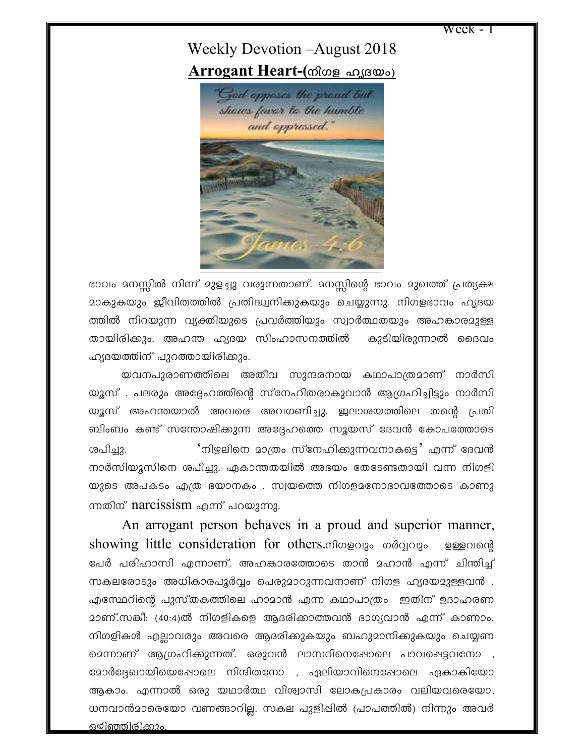Week - 1

# Weekly Devotion –August 2018

## Arrogant Heart-(നിഗള ഹൃദയം)

ഭാവം മനസ്സിൽ നിന്ന് മുളച്ചു വരുന്നതാണ്. മനസ്സിന്റെ ഭാവം മുഖത്ത് പ്രത്യക്ഷമാകുകയും ജീവിതത്തിൽ പ്രതിദ്ധ്വനിക്കുകയും ചെയ്യുന്നു. നിഗളഭാവം ഹൃദയത്തിൽ നിറയുന്ന വ്യക്തിയുടെ പ്രവർത്തിയും സ്വാർത്ഥതയും അഹങ്കാരമുള്ളതായിരിക്കും. അഹന്ത ഹൃദയ സിംഹാസനത്തിൽ കുടിയിരുന്നാൽ ദൈവം ഹൃദയത്തിന് പുറത്തായിരിക്കും.

യവനപുരാണത്തിലെ അതീവ സുന്ദരനായ കഥാപാത്രമാണ് നാർസിയൂസ് . പലരും അദ്ദേഹത്തിന്റെ സ്നേഹിതരാകുവാൻ ആഗ്രഹിച്ചിട്ടും നാർസിയൂസ് അഹന്തയാൽ അവരെ അവഗണിച്ചു. ജലാശയത്തിലെ തന്റെ പ്രതിബിംബം കണ്ട് സന്തോഷിക്കുന്ന അദ്ദേഹത്തെ സൂയസ് ദേവൻ കോപത്തോടെ ശപിച്ചു. 'നിഴലിനെ മാത്രം സ്നേഹിക്കുന്നവനാകട്ടെ' എന്ന് ദേവൻ നാർസിയൂസിനെ ശപിച്ചു. ഏകാന്തതയിൽ അഭയം തേടേണ്ടതായി വന്ന നിഗളിയുടെ അപകടം എത്ര ഭയാനകം . സ്വയത്തെ നിഗളമനോഭാവത്തോടെ കാണുന്നതിന് narcissism എന്ന് പറയുന്നു.

An arrogant person behaves in a proud and superior manner, showing little consideration for others.നിഗളവും ഗർവ്വവും ഉള്ളവന്റെ പേർ പരിഹാസി എന്നാണ്. അഹങ്കാരത്തോടെ താൻ മഹാൻ എന്ന് ചിന്തിച്ച് സകലരോടും അധികാരപൂർവ്വം പെരുമാറുന്നവനാണ് നിഗള ഹൃദയമുള്ളവൻ . എസ്ഥേറിന്റെ പുസ്തകത്തിലെ ഹാമാൻ എന്ന കഥാപാത്രം ഇതിന് ഉദാഹരണമാണ്.സങ്കീ: (40:4)ൽ നിഗളികളെ ആദരിക്കാത്തവൻ ഭാഗ്യവാൻ എന്ന് കാണാം. നിഗളികൾ എല്ലാവരും അവരെ ആദരിക്കുകയും ബഹുമാനിക്കുകയും ചെയ്യണമെന്നാണ് ആഗ്രഹിക്കുന്നത്. ഒരുവൻ ലാസറിനെപ്പോലെ പാവപ്പെട്ടവനോ , മോർദ്ദേഖായിയെപ്പോലെ നിന്ദിതനോ , ഏലിയാവിനെപ്പോലെ ഏകാകിയോ ആകാം. എന്നാൽ ഒരു യഥാർത്ഥ വിശ്വാസി ലോകപ്രകാരം വലിയവരെയോ, ധനവാൻമാരെയോ വണങ്ങാറില്ല. സകല പുളിപ്പിൽ (പാപത്തിൽ) നിന്നും അവർ ഒഴിഞ്ഞിരിക്കും.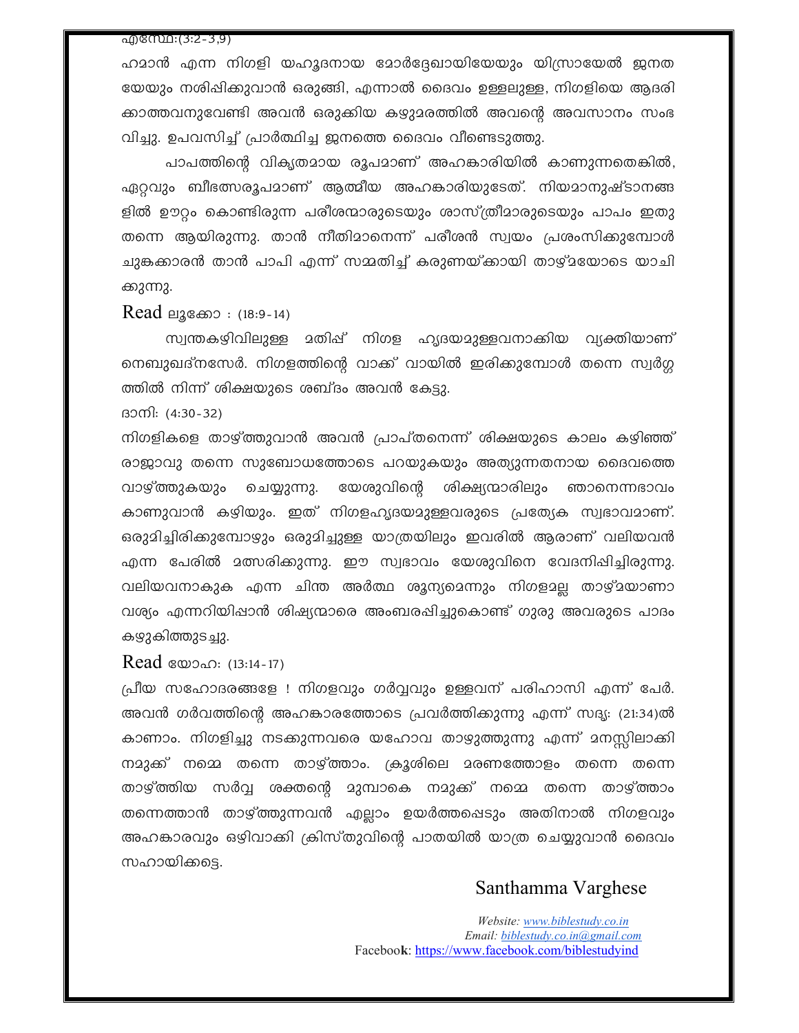എസ്ഥേ:(3:2-3,9)

ഹമാൻ എന്ന നിഗളി യഹൂദനായ മോർദ്ദേഖായിയേയും യിസ്രായേൽ ജനതയേയും നശിപ്പിക്കുവാൻ ഒരുങ്ങി, എന്നാൽ ദൈവം ഉള്ളലുള്ള, നിഗളിയെ ആദരിക്കാത്തവനുവേണ്ടി അവൻ ഒരുക്കിയ കഴുമരത്തിൽ അവന്റെ അവസാനം സംഭവിച്ചു. ഉപവസിച്ച് പ്രാർത്ഥിച്ച ജനത്തെ ദൈവം വീണ്ടെടുത്തു.

പാപത്തിന്റെ വികൃതമായ രൂപമാണ് അഹങ്കാരിയിൽ കാണുന്നതെങ്കിൽ, ഏറ്റവും ബീഭത്സരൂപമാണ് ആത്മീയ അഹങ്കാരിയുടേത്. നിയമാനുഷ്ടാനങ്ങളിൽ ഊറ്റം കൊണ്ടിരുന്ന പരീശന്മാരുടെയും ശാസ്ത്രീമാരുടെയും പാപം ഇതു തന്നെ ആയിരുന്നു. താൻ നീതിമാനെന്ന് പരീശൻ സ്വയം പ്രശംസിക്കുമ്പോൾ ചുങ്കക്കാരൻ താൻ പാപി എന്ന് സമ്മതിച്ച് കരുണയ്ക്കായി താഴ്മയോടെ യാചിക്കുന്നു.

Read ലൂക്കോ : (18:9-14)

സ്വന്തകഴിവിലുള്ള മതിപ്പ് നിഗള ഹൃദയമുള്ളവനാക്കിയ വ്യക്തിയാണ് നെബുഖദ്നസേർ. നിഗളത്തിന്റെ വാക്ക് വായിൽ ഇരിക്കുമ്പോൾ തന്നെ സ്വർഗ്ഗത്തിൽ നിന്ന് ശിക്ഷയുടെ ശബ്ദം അവൻ കേട്ടു.

ദാനി: (4:30-32)

നിഗളികളെ താഴ്ത്തുവാൻ അവൻ പ്രാപ്തനെന്ന് ശിക്ഷയുടെ കാലം കഴിഞ്ഞ് രാജാവു തന്നെ സുബോധത്തോടെ പറയുകയും അത്യുന്നതനായ ദൈവത്തെ വാഴ്ത്തുകയും ചെയ്യുന്നു. യേശുവിന്റെ ശിക്ഷ്യന്മാരിലും ഞാനെന്നഭാവം കാണുവാൻ കഴിയും. ഇത് നിഗളഹൃദയമുള്ളവരുടെ പ്രത്യേക സ്വഭാവമാണ്. ഒരുമിച്ചിരിക്കുമ്പോഴും ഒരുമിച്ചുള്ള യാത്രയിലും ഇവരിൽ ആരാണ് വലിയവൻ എന്ന പേരിൽ മത്സരിക്കുന്നു. ഈ സ്വഭാവം യേശുവിനെ വേദനിപ്പിച്ചിരുന്നു. വലിയവനാകുക എന്ന ചിന്ത അർത്ഥ ശൂന്യമെന്നും നിഗളമല്ല താഴ്മയാണാവശ്യം എന്നറിയിപ്പാൻ ശിഷ്യന്മാരെ അംബരപ്പിച്ചുകൊണ്ട് ഗുരു അവരുടെ പാദം കഴുകിത്തുടച്ചു.

Read യോഹ: (13:14-17)

പ്രീയ സഹോദരങ്ങളേ ! നിഗളവും ഗർവ്വവും ഉള്ളവന് പരിഹാസി എന്ന് പേർ. അവൻ ഗർവത്തിന്റെ അഹങ്കാരത്തോടെ പ്രവർത്തിക്കുന്നു എന്ന് സദൃ: (21:34)ൽ കാണാം. നിഗളിച്ചു നടക്കുന്നവരെ യഹോവ താഴുത്തുന്നു എന്ന് മനസ്സിലാക്കി നമുക്ക് നമ്മെ തന്നെ താഴ്ത്താം. ക്രൂശിലെ മരണത്തോളം തന്നെ തന്നെ താഴ്ത്തിയ സർവ്വ ശക്തന്റെ മുമ്പാകെ നമുക്ക് നമ്മെ തന്നെ താഴ്ത്താം തന്നെത്താൻ താഴ്ത്തുന്നവൻ എല്ലാം ഉയർത്തപ്പെടും അതിനാൽ നിഗളവും അഹങ്കാരവും ഒഴിവാക്കി ക്രിസ്തുവിന്റെ പാതയിൽ യാത്ര ചെയ്യുവാൻ ദൈവം സഹായിക്കട്ടെ.

Santhamma Varghese

*Website: www.biblestudy.co.in*
*Email: biblestudy.co.in@gmail.com*
Facebook: https://www.facebook.com/biblestudyind